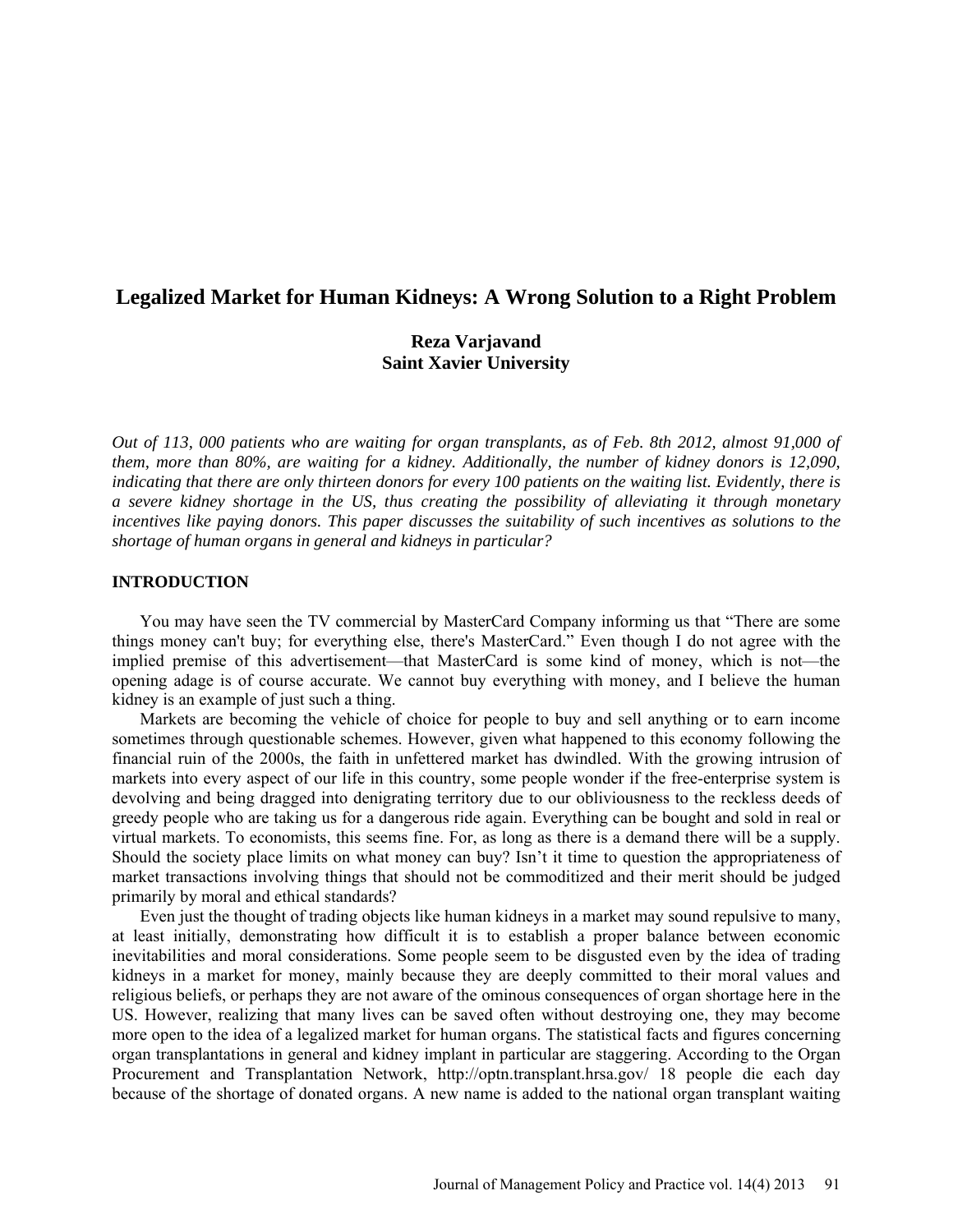# Legalized Market for Human Kidneys: A Wrong Solution to a Right Problem

**Reza Varjavand**
**Saint Xavier University**

*Out of 113, 000 patients who are waiting for organ transplants, as of Feb. 8th 2012, almost 91,000 of them, more than 80%, are waiting for a kidney. Additionally, the number of kidney donors is 12,090, indicating that there are only thirteen donors for every 100 patients on the waiting list. Evidently, there is a severe kidney shortage in the US, thus creating the possibility of alleviating it through monetary incentives like paying donors. This paper discusses the suitability of such incentives as solutions to the shortage of human organs in general and kidneys in particular?*

## INTRODUCTION

You may have seen the TV commercial by MasterCard Company informing us that "There are some things money can't buy; for everything else, there's MasterCard." Even though I do not agree with the implied premise of this advertisement—that MasterCard is some kind of money, which is not—the opening adage is of course accurate. We cannot buy everything with money, and I believe the human kidney is an example of just such a thing.

Markets are becoming the vehicle of choice for people to buy and sell anything or to earn income sometimes through questionable schemes. However, given what happened to this economy following the financial ruin of the 2000s, the faith in unfettered market has dwindled. With the growing intrusion of markets into every aspect of our life in this country, some people wonder if the free-enterprise system is devolving and being dragged into denigrating territory due to our obliviousness to the reckless deeds of greedy people who are taking us for a dangerous ride again. Everything can be bought and sold in real or virtual markets. To economists, this seems fine. For, as long as there is a demand there will be a supply. Should the society place limits on what money can buy? Isn't it time to question the appropriateness of market transactions involving things that should not be commoditized and their merit should be judged primarily by moral and ethical standards?

Even just the thought of trading objects like human kidneys in a market may sound repulsive to many, at least initially, demonstrating how difficult it is to establish a proper balance between economic inevitabilities and moral considerations. Some people seem to be disgusted even by the idea of trading kidneys in a market for money, mainly because they are deeply committed to their moral values and religious beliefs, or perhaps they are not aware of the ominous consequences of organ shortage here in the US. However, realizing that many lives can be saved often without destroying one, they may become more open to the idea of a legalized market for human organs. The statistical facts and figures concerning organ transplantations in general and kidney implant in particular are staggering. According to the Organ Procurement and Transplantation Network, http://optn.transplant.hrsa.gov/ 18 people die each day because of the shortage of donated organs. A new name is added to the national organ transplant waiting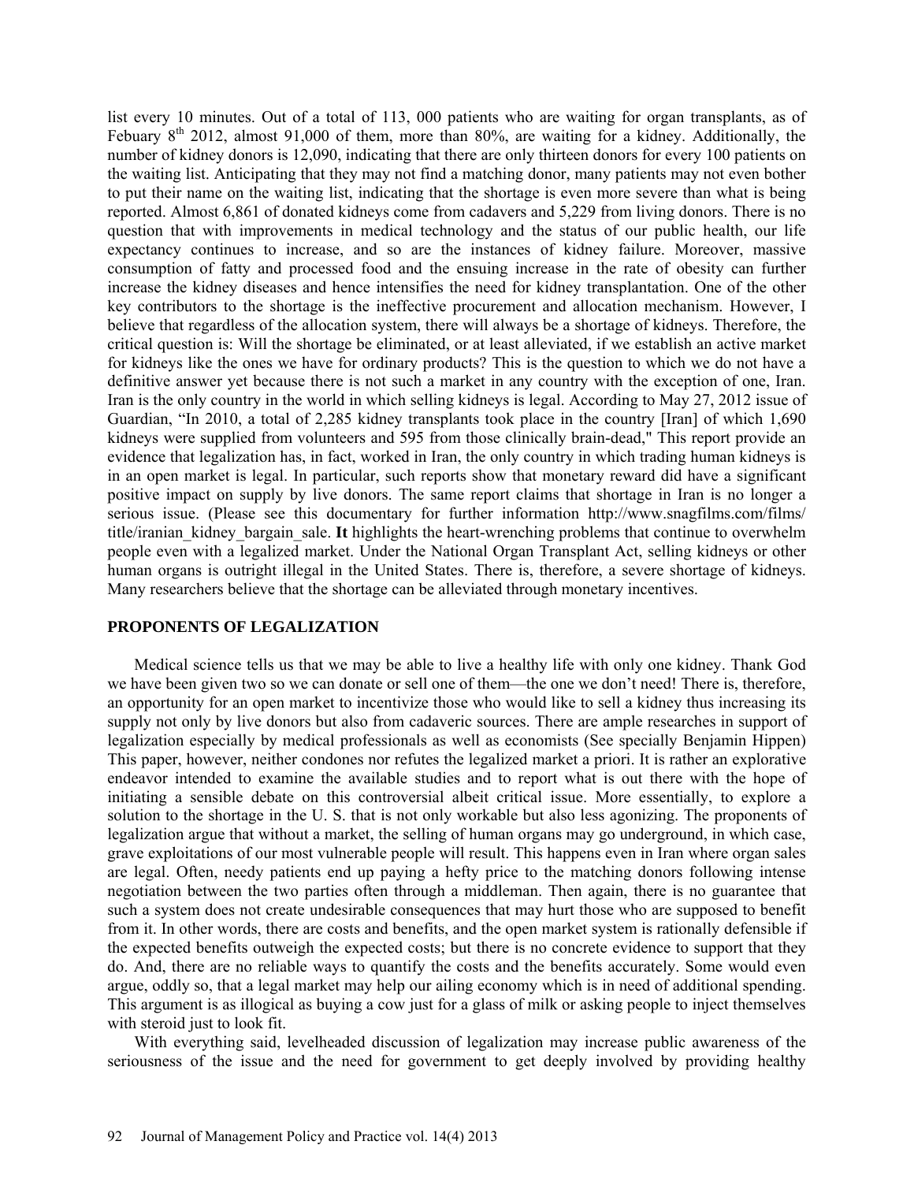list every 10 minutes. Out of a total of 113, 000 patients who are waiting for organ transplants, as of Febuary 8th 2012, almost 91,000 of them, more than 80%, are waiting for a kidney. Additionally, the number of kidney donors is 12,090, indicating that there are only thirteen donors for every 100 patients on the waiting list. Anticipating that they may not find a matching donor, many patients may not even bother to put their name on the waiting list, indicating that the shortage is even more severe than what is being reported. Almost 6,861 of donated kidneys come from cadavers and 5,229 from living donors. There is no question that with improvements in medical technology and the status of our public health, our life expectancy continues to increase, and so are the instances of kidney failure. Moreover, massive consumption of fatty and processed food and the ensuing increase in the rate of obesity can further increase the kidney diseases and hence intensifies the need for kidney transplantation. One of the other key contributors to the shortage is the ineffective procurement and allocation mechanism. However, I believe that regardless of the allocation system, there will always be a shortage of kidneys. Therefore, the critical question is: Will the shortage be eliminated, or at least alleviated, if we establish an active market for kidneys like the ones we have for ordinary products? This is the question to which we do not have a definitive answer yet because there is not such a market in any country with the exception of one, Iran. Iran is the only country in the world in which selling kidneys is legal. According to May 27, 2012 issue of Guardian, "In 2010, a total of 2,285 kidney transplants took place in the country [Iran] of which 1,690 kidneys were supplied from volunteers and 595 from those clinically brain-dead," This report provide an evidence that legalization has, in fact, worked in Iran, the only country in which trading human kidneys is in an open market is legal. In particular, such reports show that monetary reward did have a significant positive impact on supply by live donors. The same report claims that shortage in Iran is no longer a serious issue. (Please see this documentary for further information http://www.snagfilms.com/films/title/iranian_kidney_bargain_sale. **It** highlights the heart-wrenching problems that continue to overwhelm people even with a legalized market. Under the National Organ Transplant Act, selling kidneys or other human organs is outright illegal in the United States. There is, therefore, a severe shortage of kidneys. Many researchers believe that the shortage can be alleviated through monetary incentives.

## PROPONENTS OF LEGALIZATION

Medical science tells us that we may be able to live a healthy life with only one kidney. Thank God we have been given two so we can donate or sell one of them—the one we don't need! There is, therefore, an opportunity for an open market to incentivize those who would like to sell a kidney thus increasing its supply not only by live donors but also from cadaveric sources. There are ample researches in support of legalization especially by medical professionals as well as economists (See specially Benjamin Hippen) This paper, however, neither condones nor refutes the legalized market a priori. It is rather an explorative endeavor intended to examine the available studies and to report what is out there with the hope of initiating a sensible debate on this controversial albeit critical issue. More essentially, to explore a solution to the shortage in the U. S. that is not only workable but also less agonizing. The proponents of legalization argue that without a market, the selling of human organs may go underground, in which case, grave exploitations of our most vulnerable people will result. This happens even in Iran where organ sales are legal. Often, needy patients end up paying a hefty price to the matching donors following intense negotiation between the two parties often through a middleman. Then again, there is no guarantee that such a system does not create undesirable consequences that may hurt those who are supposed to benefit from it. In other words, there are costs and benefits, and the open market system is rationally defensible if the expected benefits outweigh the expected costs; but there is no concrete evidence to support that they do. And, there are no reliable ways to quantify the costs and the benefits accurately. Some would even argue, oddly so, that a legal market may help our ailing economy which is in need of additional spending. This argument is as illogical as buying a cow just for a glass of milk or asking people to inject themselves with steroid just to look fit.

With everything said, levelheaded discussion of legalization may increase public awareness of the seriousness of the issue and the need for government to get deeply involved by providing healthy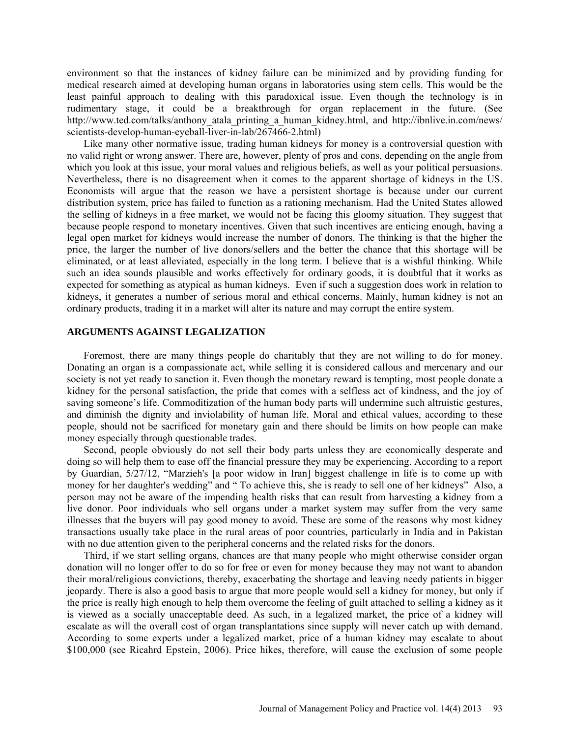environment so that the instances of kidney failure can be minimized and by providing funding for medical research aimed at developing human organs in laboratories using stem cells. This would be the least painful approach to dealing with this paradoxical issue. Even though the technology is in rudimentary stage, it could be a breakthrough for organ replacement in the future. (See http://www.ted.com/talks/anthony_atala_printing_a_human_kidney.html, and http://ibnlive.in.com/news/scientists-develop-human-eyeball-liver-in-lab/267466-2.html)

Like many other normative issue, trading human kidneys for money is a controversial question with no valid right or wrong answer. There are, however, plenty of pros and cons, depending on the angle from which you look at this issue, your moral values and religious beliefs, as well as your political persuasions. Nevertheless, there is no disagreement when it comes to the apparent shortage of kidneys in the US. Economists will argue that the reason we have a persistent shortage is because under our current distribution system, price has failed to function as a rationing mechanism. Had the United States allowed the selling of kidneys in a free market, we would not be facing this gloomy situation. They suggest that because people respond to monetary incentives. Given that such incentives are enticing enough, having a legal open market for kidneys would increase the number of donors. The thinking is that the higher the price, the larger the number of live donors/sellers and the better the chance that this shortage will be eliminated, or at least alleviated, especially in the long term. I believe that is a wishful thinking. While such an idea sounds plausible and works effectively for ordinary goods, it is doubtful that it works as expected for something as atypical as human kidneys. Even if such a suggestion does work in relation to kidneys, it generates a number of serious moral and ethical concerns. Mainly, human kidney is not an ordinary products, trading it in a market will alter its nature and may corrupt the entire system.

## ARGUMENTS AGAINST LEGALIZATION

Foremost, there are many things people do charitably that they are not willing to do for money. Donating an organ is a compassionate act, while selling it is considered callous and mercenary and our society is not yet ready to sanction it. Even though the monetary reward is tempting, most people donate a kidney for the personal satisfaction, the pride that comes with a selfless act of kindness, and the joy of saving someone's life. Commoditization of the human body parts will undermine such altruistic gestures, and diminish the dignity and inviolability of human life. Moral and ethical values, according to these people, should not be sacrificed for monetary gain and there should be limits on how people can make money especially through questionable trades.

Second, people obviously do not sell their body parts unless they are economically desperate and doing so will help them to ease off the financial pressure they may be experiencing. According to a report by Guardian, 5/27/12, "Marzieh's [a poor widow in Iran] biggest challenge in life is to come up with money for her daughter's wedding" and " To achieve this, she is ready to sell one of her kidneys" Also, a person may not be aware of the impending health risks that can result from harvesting a kidney from a live donor. Poor individuals who sell organs under a market system may suffer from the very same illnesses that the buyers will pay good money to avoid. These are some of the reasons why most kidney transactions usually take place in the rural areas of poor countries, particularly in India and in Pakistan with no due attention given to the peripheral concerns and the related risks for the donors.

Third, if we start selling organs, chances are that many people who might otherwise consider organ donation will no longer offer to do so for free or even for money because they may not want to abandon their moral/religious convictions, thereby, exacerbating the shortage and leaving needy patients in bigger jeopardy. There is also a good basis to argue that more people would sell a kidney for money, but only if the price is really high enough to help them overcome the feeling of guilt attached to selling a kidney as it is viewed as a socially unacceptable deed. As such, in a legalized market, the price of a kidney will escalate as will the overall cost of organ transplantations since supply will never catch up with demand. According to some experts under a legalized market, price of a human kidney may escalate to about $100,000 (see Ricahrd Epstein, 2006). Price hikes, therefore, will cause the exclusion of some people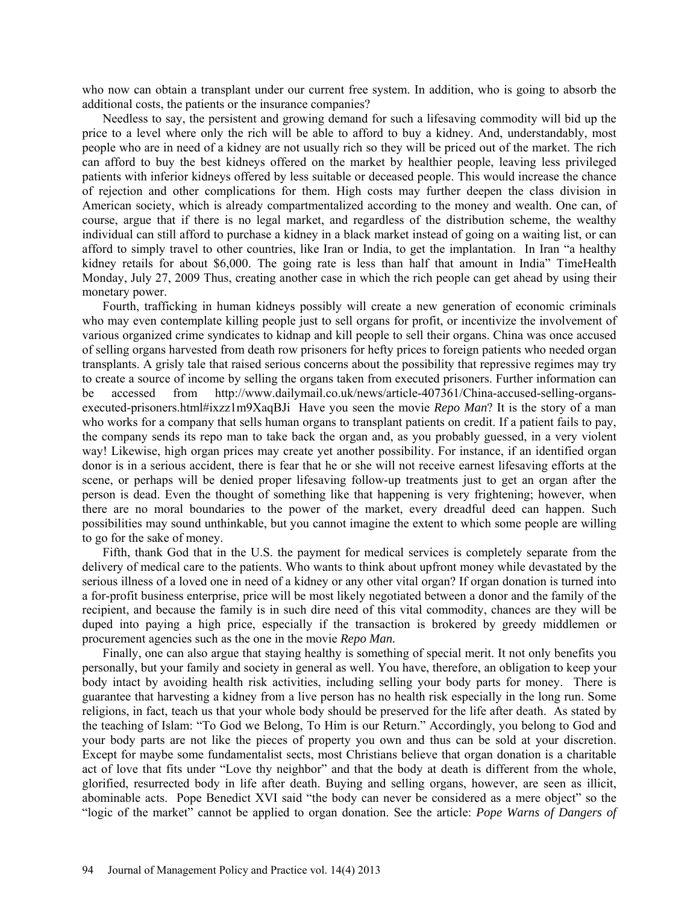who now can obtain a transplant under our current free system. In addition, who is going to absorb the additional costs, the patients or the insurance companies?

Needless to say, the persistent and growing demand for such a lifesaving commodity will bid up the price to a level where only the rich will be able to afford to buy a kidney. And, understandably, most people who are in need of a kidney are not usually rich so they will be priced out of the market. The rich can afford to buy the best kidneys offered on the market by healthier people, leaving less privileged patients with inferior kidneys offered by less suitable or deceased people. This would increase the chance of rejection and other complications for them. High costs may further deepen the class division in American society, which is already compartmentalized according to the money and wealth. One can, of course, argue that if there is no legal market, and regardless of the distribution scheme, the wealthy individual can still afford to purchase a kidney in a black market instead of going on a waiting list, or can afford to simply travel to other countries, like Iran or India, to get the implantation. In Iran "a healthy kidney retails for about $6,000. The going rate is less than half that amount in India" TimeHealth Monday, July 27, 2009 Thus, creating another case in which the rich people can get ahead by using their monetary power.

Fourth, trafficking in human kidneys possibly will create a new generation of economic criminals who may even contemplate killing people just to sell organs for profit, or incentivize the involvement of various organized crime syndicates to kidnap and kill people to sell their organs. China was once accused of selling organs harvested from death row prisoners for hefty prices to foreign patients who needed organ transplants. A grisly tale that raised serious concerns about the possibility that repressive regimes may try to create a source of income by selling the organs taken from executed prisoners. Further information can be accessed from http://www.dailymail.co.uk/news/article-407361/China-accused-selling-organs-executed-prisoners.html#ixzz1m9XaqBJi Have you seen the movie *Repo Man*? It is the story of a man who works for a company that sells human organs to transplant patients on credit. If a patient fails to pay, the company sends its repo man to take back the organ and, as you probably guessed, in a very violent way! Likewise, high organ prices may create yet another possibility. For instance, if an identified organ donor is in a serious accident, there is fear that he or she will not receive earnest lifesaving efforts at the scene, or perhaps will be denied proper lifesaving follow-up treatments just to get an organ after the person is dead. Even the thought of something like that happening is very frightening; however, when there are no moral boundaries to the power of the market, every dreadful deed can happen. Such possibilities may sound unthinkable, but you cannot imagine the extent to which some people are willing to go for the sake of money.

Fifth, thank God that in the U.S. the payment for medical services is completely separate from the delivery of medical care to the patients. Who wants to think about upfront money while devastated by the serious illness of a loved one in need of a kidney or any other vital organ? If organ donation is turned into a for-profit business enterprise, price will be most likely negotiated between a donor and the family of the recipient, and because the family is in such dire need of this vital commodity, chances are they will be duped into paying a high price, especially if the transaction is brokered by greedy middlemen or procurement agencies such as the one in the movie *Repo Man*.

Finally, one can also argue that staying healthy is something of special merit. It not only benefits you personally, but your family and society in general as well. You have, therefore, an obligation to keep your body intact by avoiding health risk activities, including selling your body parts for money. There is guarantee that harvesting a kidney from a live person has no health risk especially in the long run. Some religions, in fact, teach us that your whole body should be preserved for the life after death. As stated by the teaching of Islam: "To God we Belong, To Him is our Return." Accordingly, you belong to God and your body parts are not like the pieces of property you own and thus can be sold at your discretion. Except for maybe some fundamentalist sects, most Christians believe that organ donation is a charitable act of love that fits under "Love thy neighbor" and that the body at death is different from the whole, glorified, resurrected body in life after death. Buying and selling organs, however, are seen as illicit, abominable acts. Pope Benedict XVI said "the body can never be considered as a mere object" so the "logic of the market" cannot be applied to organ donation. See the article: *Pope Warns of Dangers of*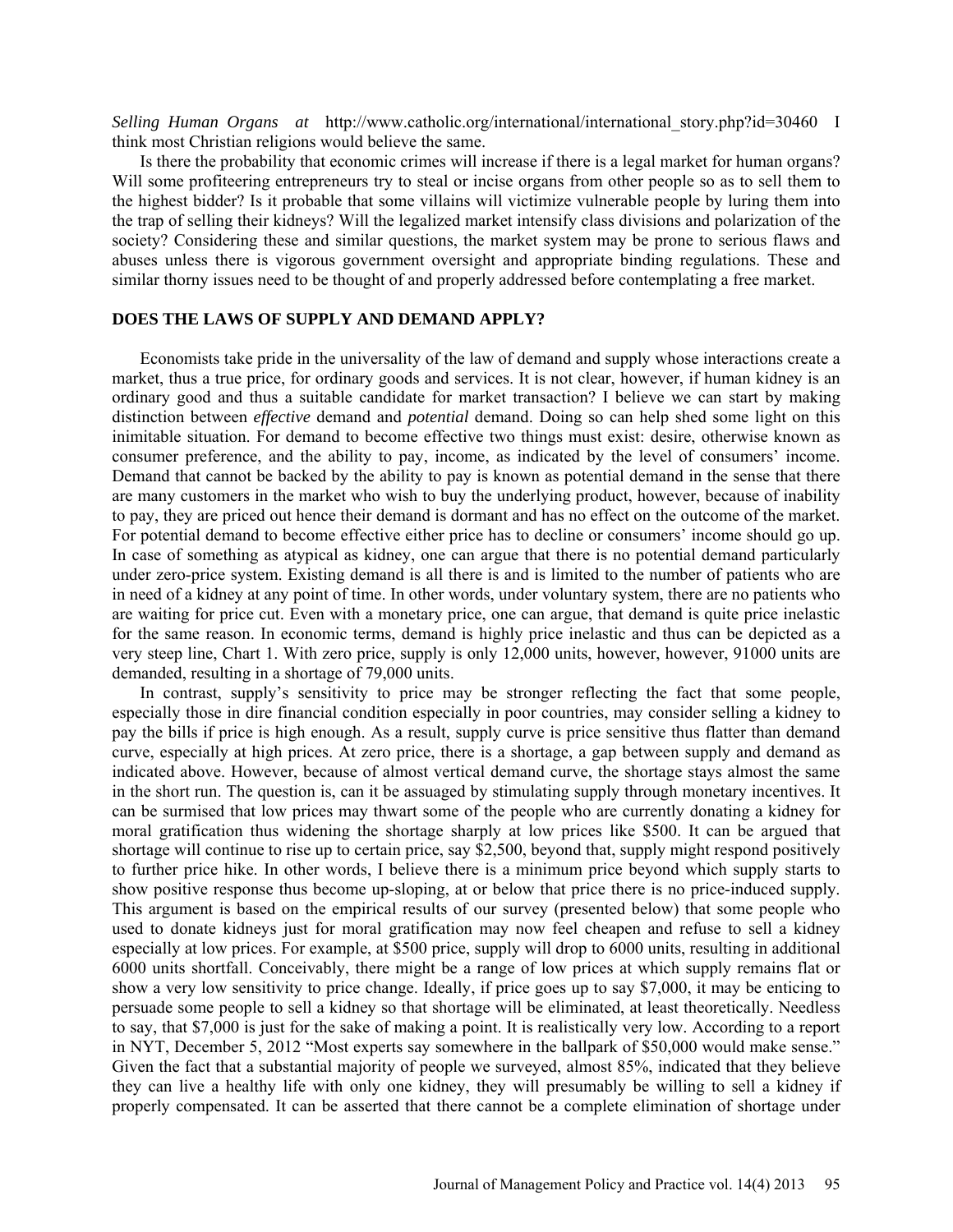*Selling Human Organs at* http://www.catholic.org/international/international_story.php?id=30460 I think most Christian religions would believe the same.

Is there the probability that economic crimes will increase if there is a legal market for human organs? Will some profiteering entrepreneurs try to steal or incise organs from other people so as to sell them to the highest bidder? Is it probable that some villains will victimize vulnerable people by luring them into the trap of selling their kidneys? Will the legalized market intensify class divisions and polarization of the society? Considering these and similar questions, the market system may be prone to serious flaws and abuses unless there is vigorous government oversight and appropriate binding regulations. These and similar thorny issues need to be thought of and properly addressed before contemplating a free market.

## DOES THE LAWS OF SUPPLY AND DEMAND APPLY?

Economists take pride in the universality of the law of demand and supply whose interactions create a market, thus a true price, for ordinary goods and services. It is not clear, however, if human kidney is an ordinary good and thus a suitable candidate for market transaction? I believe we can start by making distinction between *effective* demand and *potential* demand. Doing so can help shed some light on this inimitable situation. For demand to become effective two things must exist: desire, otherwise known as consumer preference, and the ability to pay, income, as indicated by the level of consumers' income. Demand that cannot be backed by the ability to pay is known as potential demand in the sense that there are many customers in the market who wish to buy the underlying product, however, because of inability to pay, they are priced out hence their demand is dormant and has no effect on the outcome of the market. For potential demand to become effective either price has to decline or consumers' income should go up. In case of something as atypical as kidney, one can argue that there is no potential demand particularly under zero-price system. Existing demand is all there is and is limited to the number of patients who are in need of a kidney at any point of time. In other words, under voluntary system, there are no patients who are waiting for price cut. Even with a monetary price, one can argue, that demand is quite price inelastic for the same reason. In economic terms, demand is highly price inelastic and thus can be depicted as a very steep line, Chart 1. With zero price, supply is only 12,000 units, however, however, 91000 units are demanded, resulting in a shortage of 79,000 units.

In contrast, supply's sensitivity to price may be stronger reflecting the fact that some people, especially those in dire financial condition especially in poor countries, may consider selling a kidney to pay the bills if price is high enough. As a result, supply curve is price sensitive thus flatter than demand curve, especially at high prices. At zero price, there is a shortage, a gap between supply and demand as indicated above. However, because of almost vertical demand curve, the shortage stays almost the same in the short run. The question is, can it be assuaged by stimulating supply through monetary incentives. It can be surmised that low prices may thwart some of the people who are currently donating a kidney for moral gratification thus widening the shortage sharply at low prices like $500. It can be argued that shortage will continue to rise up to certain price, say $2,500, beyond that, supply might respond positively to further price hike. In other words, I believe there is a minimum price beyond which supply starts to show positive response thus become up-sloping, at or below that price there is no price-induced supply. This argument is based on the empirical results of our survey (presented below) that some people who used to donate kidneys just for moral gratification may now feel cheapen and refuse to sell a kidney especially at low prices. For example, at $500 price, supply will drop to 6000 units, resulting in additional 6000 units shortfall. Conceivably, there might be a range of low prices at which supply remains flat or show a very low sensitivity to price change. Ideally, if price goes up to say $7,000, it may be enticing to persuade some people to sell a kidney so that shortage will be eliminated, at least theoretically. Needless to say, that $7,000 is just for the sake of making a point. It is realistically very low. According to a report in NYT, December 5, 2012 "Most experts say somewhere in the ballpark of $50,000 would make sense." Given the fact that a substantial majority of people we surveyed, almost 85%, indicated that they believe they can live a healthy life with only one kidney, they will presumably be willing to sell a kidney if properly compensated. It can be asserted that there cannot be a complete elimination of shortage under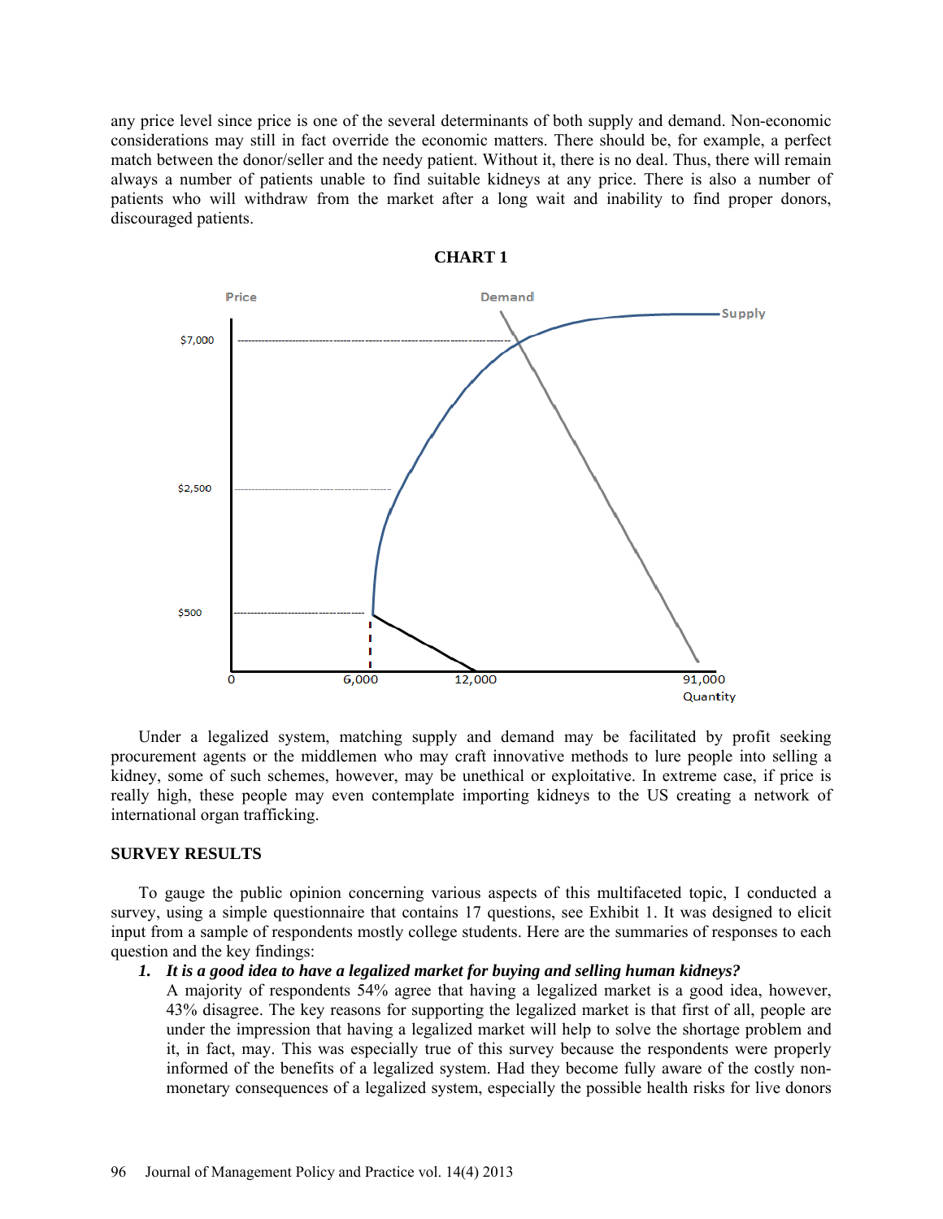any price level since price is one of the several determinants of both supply and demand. Non-economic considerations may still in fact override the economic matters. There should be, for example, a perfect match between the donor/seller and the needy patient. Without it, there is no deal. Thus, there will remain always a number of patients unable to find suitable kidneys at any price. There is also a number of patients who will withdraw from the market after a long wait and inability to find proper donors, discouraged patients.

**CHART 1**

Under a legalized system, matching supply and demand may be facilitated by profit seeking procurement agents or the middlemen who may craft innovative methods to lure people into selling a kidney, some of such schemes, however, may be unethical or exploitative. In extreme case, if price is really high, these people may even contemplate importing kidneys to the US creating a network of international organ trafficking.

## SURVEY RESULTS

To gauge the public opinion concerning various aspects of this multifaceted topic, I conducted a survey, using a simple questionnaire that contains 17 questions, see Exhibit 1. It was designed to elicit input from a sample of respondents mostly college students. Here are the summaries of responses to each question and the key findings:

1. ***It is a good idea to have a legalized market for buying and selling human kidneys?***
   A majority of respondents 54% agree that having a legalized market is a good idea, however, 43% disagree. The key reasons for supporting the legalized market is that first of all, people are under the impression that having a legalized market will help to solve the shortage problem and it, in fact, may. This was especially true of this survey because the respondents were properly informed of the benefits of a legalized system. Had they become fully aware of the costly non-monetary consequences of a legalized system, especially the possible health risks for live donors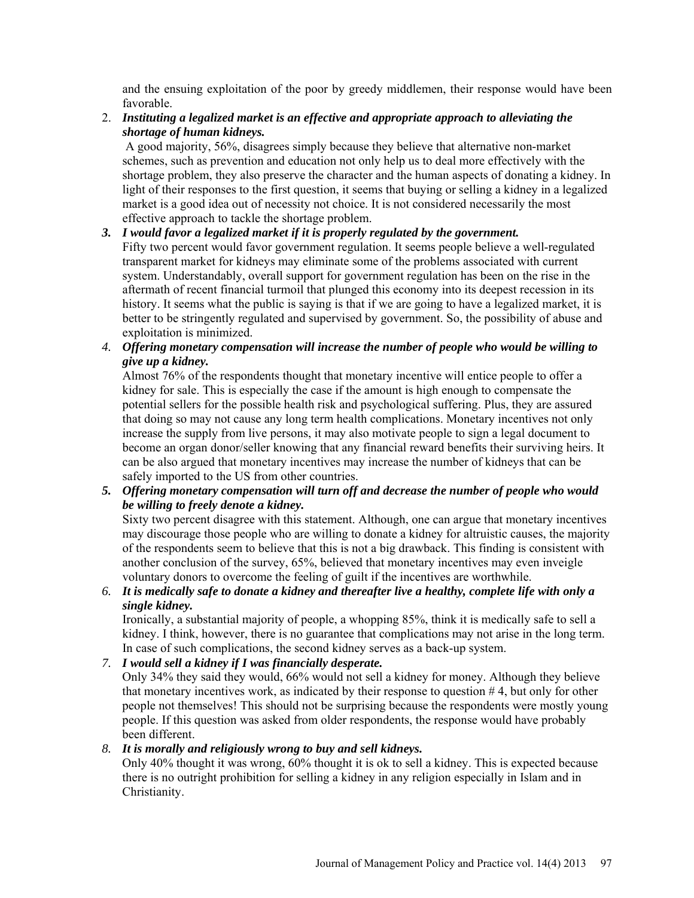and the ensuing exploitation of the poor by greedy middlemen, their response would have been favorable.

2. ***Instituting a legalized market is an effective and appropriate approach to alleviating the shortage of human kidneys.***
   A good majority, 56%, disagrees simply because they believe that alternative non-market schemes, such as prevention and education not only help us to deal more effectively with the shortage problem, they also preserve the character and the human aspects of donating a kidney. In light of their responses to the first question, it seems that buying or selling a kidney in a legalized market is a good idea out of necessity not choice. It is not considered necessarily the most effective approach to tackle the shortage problem.

3. ***I would favor a legalized market if it is properly regulated by the government.***
   Fifty two percent would favor government regulation. It seems people believe a well-regulated transparent market for kidneys may eliminate some of the problems associated with current system. Understandably, overall support for government regulation has been on the rise in the aftermath of recent financial turmoil that plunged this economy into its deepest recession in its history. It seems what the public is saying is that if we are going to have a legalized market, it is better to be stringently regulated and supervised by government. So, the possibility of abuse and exploitation is minimized.

4. ***Offering monetary compensation will increase the number of people who would be willing to give up a kidney.***
   Almost 76% of the respondents thought that monetary incentive will entice people to offer a kidney for sale. This is especially the case if the amount is high enough to compensate the potential sellers for the possible health risk and psychological suffering. Plus, they are assured that doing so may not cause any long term health complications. Monetary incentives not only increase the supply from live persons, it may also motivate people to sign a legal document to become an organ donor/seller knowing that any financial reward benefits their surviving heirs. It can be also argued that monetary incentives may increase the number of kidneys that can be safely imported to the US from other countries.

5. ***Offering monetary compensation will turn off and decrease the number of people who would be willing to freely denote a kidney.***
   Sixty two percent disagree with this statement. Although, one can argue that monetary incentives may discourage those people who are willing to donate a kidney for altruistic causes, the majority of the respondents seem to believe that this is not a big drawback. This finding is consistent with another conclusion of the survey, 65%, believed that monetary incentives may even inveigle voluntary donors to overcome the feeling of guilt if the incentives are worthwhile.

6. ***It is medically safe to donate a kidney and thereafter live a healthy, complete life with only a single kidney.***
   Ironically, a substantial majority of people, a whopping 85%, think it is medically safe to sell a kidney. I think, however, there is no guarantee that complications may not arise in the long term. In case of such complications, the second kidney serves as a back-up system.

7. ***I would sell a kidney if I was financially desperate.***
   Only 34% they said they would, 66% would not sell a kidney for money. Although they believe that monetary incentives work, as indicated by their response to question # 4, but only for other people not themselves! This should not be surprising because the respondents were mostly young people. If this question was asked from older respondents, the response would have probably been different.

8. ***It is morally and religiously wrong to buy and sell kidneys.***
   Only 40% thought it was wrong, 60% thought it is ok to sell a kidney. This is expected because there is no outright prohibition for selling a kidney in any religion especially in Islam and in Christianity.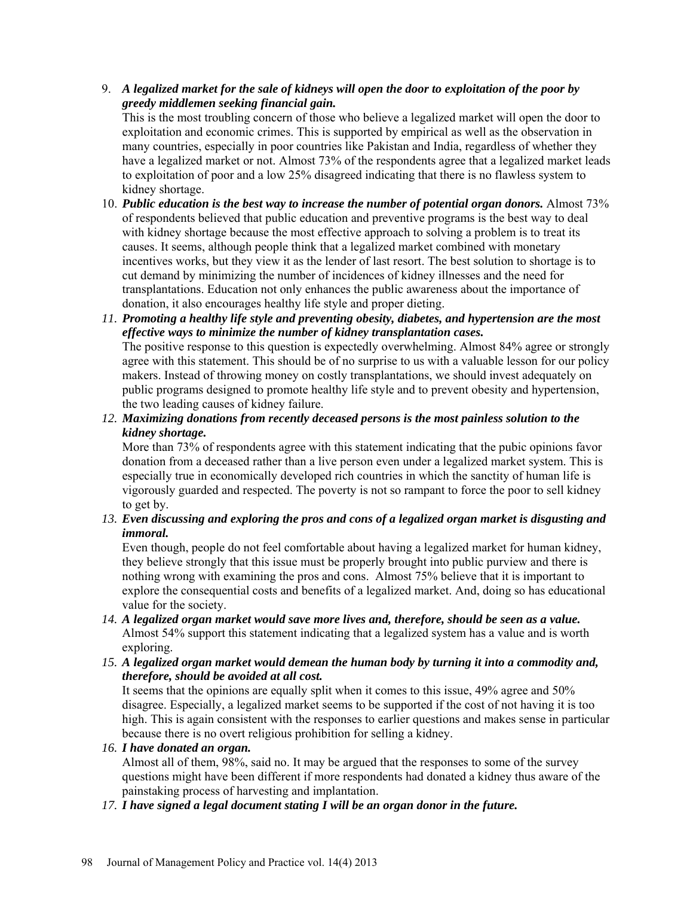9. ***A legalized market for the sale of kidneys will open the door to exploitation of the poor by greedy middlemen seeking financial gain.***
   This is the most troubling concern of those who believe a legalized market will open the door to exploitation and economic crimes. This is supported by empirical as well as the observation in many countries, especially in poor countries like Pakistan and India, regardless of whether they have a legalized market or not. Almost 73% of the respondents agree that a legalized market leads to exploitation of poor and a low 25% disagreed indicating that there is no flawless system to kidney shortage.
10. ***Public education is the best way to increase the number of potential organ donors.*** Almost 73% of respondents believed that public education and preventive programs is the best way to deal with kidney shortage because the most effective approach to solving a problem is to treat its causes. It seems, although people think that a legalized market combined with monetary incentives works, but they view it as the lender of last resort. The best solution to shortage is to cut demand by minimizing the number of incidences of kidney illnesses and the need for transplantations. Education not only enhances the public awareness about the importance of donation, it also encourages healthy life style and proper dieting.
11. ***Promoting a healthy life style and preventing obesity, diabetes, and hypertension are the most effective ways to minimize the number of kidney transplantation cases.***
    The positive response to this question is expectedly overwhelming. Almost 84% agree or strongly agree with this statement. This should be of no surprise to us with a valuable lesson for our policy makers. Instead of throwing money on costly transplantations, we should invest adequately on public programs designed to promote healthy life style and to prevent obesity and hypertension, the two leading causes of kidney failure.
12. ***Maximizing donations from recently deceased persons is the most painless solution to the kidney shortage.***
    More than 73% of respondents agree with this statement indicating that the pubic opinions favor donation from a deceased rather than a live person even under a legalized market system. This is especially true in economically developed rich countries in which the sanctity of human life is vigorously guarded and respected. The poverty is not so rampant to force the poor to sell kidney to get by.
13. ***Even discussing and exploring the pros and cons of a legalized organ market is disgusting and immoral.***
    Even though, people do not feel comfortable about having a legalized market for human kidney, they believe strongly that this issue must be properly brought into public purview and there is nothing wrong with examining the pros and cons. Almost 75% believe that it is important to explore the consequential costs and benefits of a legalized market. And, doing so has educational value for the society.
14. ***A legalized organ market would save more lives and, therefore, should be seen as a value.***
    Almost 54% support this statement indicating that a legalized system has a value and is worth exploring.
15. ***A legalized organ market would demean the human body by turning it into a commodity and, therefore, should be avoided at all cost.***
    It seems that the opinions are equally split when it comes to this issue, 49% agree and 50% disagree. Especially, a legalized market seems to be supported if the cost of not having it is too high. This is again consistent with the responses to earlier questions and makes sense in particular because there is no overt religious prohibition for selling a kidney.
16. ***I have donated an organ.***
    Almost all of them, 98%, said no. It may be argued that the responses to some of the survey questions might have been different if more respondents had donated a kidney thus aware of the painstaking process of harvesting and implantation.
17. ***I have signed a legal document stating I will be an organ donor in the future.***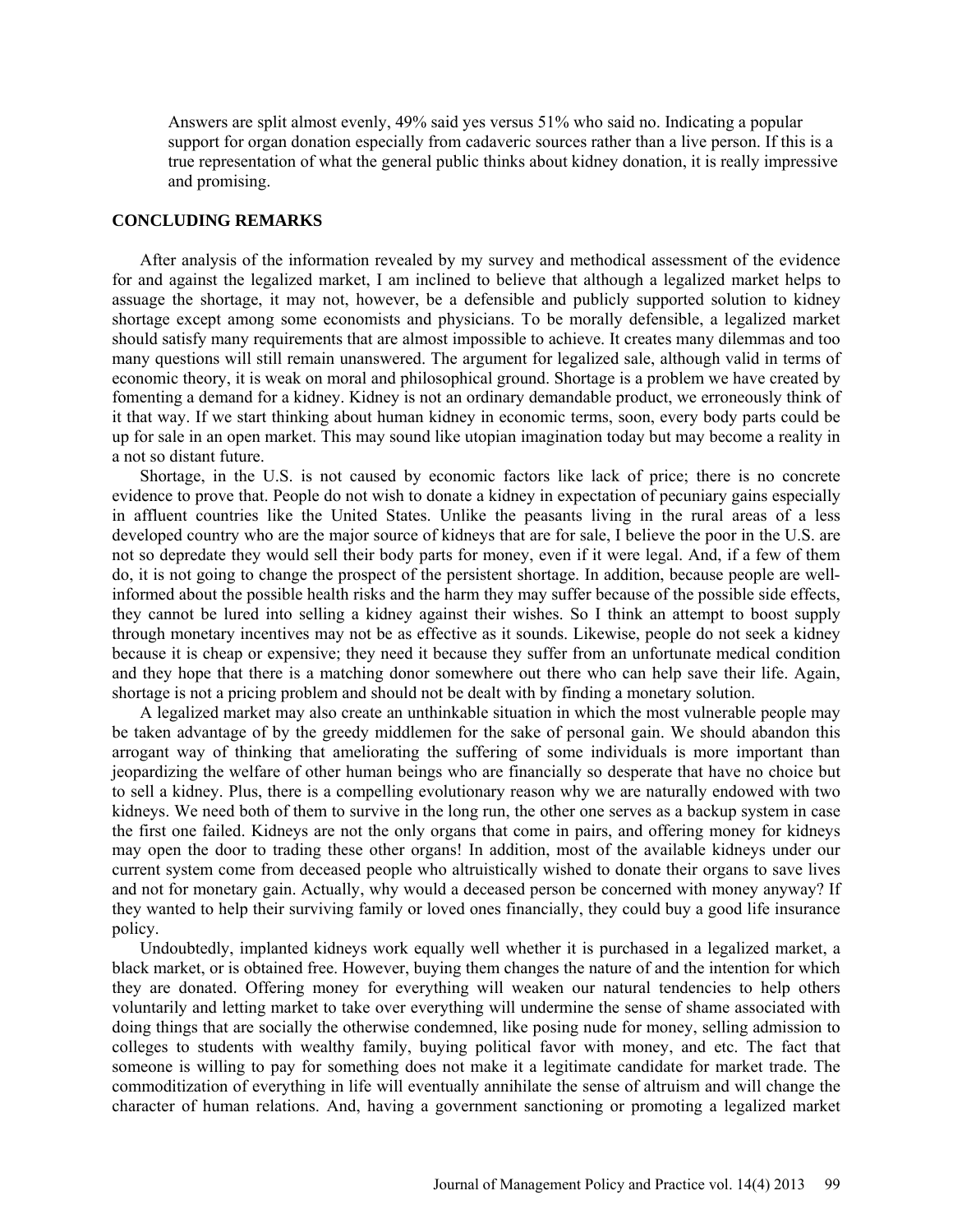Answers are split almost evenly, 49% said yes versus 51% who said no. Indicating a popular support for organ donation especially from cadaveric sources rather than a live person. If this is a true representation of what the general public thinks about kidney donation, it is really impressive and promising.

## CONCLUDING REMARKS

After analysis of the information revealed by my survey and methodical assessment of the evidence for and against the legalized market, I am inclined to believe that although a legalized market helps to assuage the shortage, it may not, however, be a defensible and publicly supported solution to kidney shortage except among some economists and physicians. To be morally defensible, a legalized market should satisfy many requirements that are almost impossible to achieve. It creates many dilemmas and too many questions will still remain unanswered. The argument for legalized sale, although valid in terms of economic theory, it is weak on moral and philosophical ground. Shortage is a problem we have created by fomenting a demand for a kidney. Kidney is not an ordinary demandable product, we erroneously think of it that way. If we start thinking about human kidney in economic terms, soon, every body parts could be up for sale in an open market. This may sound like utopian imagination today but may become a reality in a not so distant future.

Shortage, in the U.S. is not caused by economic factors like lack of price; there is no concrete evidence to prove that. People do not wish to donate a kidney in expectation of pecuniary gains especially in affluent countries like the United States. Unlike the peasants living in the rural areas of a less developed country who are the major source of kidneys that are for sale, I believe the poor in the U.S. are not so depredate they would sell their body parts for money, even if it were legal. And, if a few of them do, it is not going to change the prospect of the persistent shortage. In addition, because people are well-informed about the possible health risks and the harm they may suffer because of the possible side effects, they cannot be lured into selling a kidney against their wishes. So I think an attempt to boost supply through monetary incentives may not be as effective as it sounds. Likewise, people do not seek a kidney because it is cheap or expensive; they need it because they suffer from an unfortunate medical condition and they hope that there is a matching donor somewhere out there who can help save their life. Again, shortage is not a pricing problem and should not be dealt with by finding a monetary solution.

A legalized market may also create an unthinkable situation in which the most vulnerable people may be taken advantage of by the greedy middlemen for the sake of personal gain. We should abandon this arrogant way of thinking that ameliorating the suffering of some individuals is more important than jeopardizing the welfare of other human beings who are financially so desperate that have no choice but to sell a kidney. Plus, there is a compelling evolutionary reason why we are naturally endowed with two kidneys. We need both of them to survive in the long run, the other one serves as a backup system in case the first one failed. Kidneys are not the only organs that come in pairs, and offering money for kidneys may open the door to trading these other organs! In addition, most of the available kidneys under our current system come from deceased people who altruistically wished to donate their organs to save lives and not for monetary gain. Actually, why would a deceased person be concerned with money anyway? If they wanted to help their surviving family or loved ones financially, they could buy a good life insurance policy.

Undoubtedly, implanted kidneys work equally well whether it is purchased in a legalized market, a black market, or is obtained free. However, buying them changes the nature of and the intention for which they are donated. Offering money for everything will weaken our natural tendencies to help others voluntarily and letting market to take over everything will undermine the sense of shame associated with doing things that are socially the otherwise condemned, like posing nude for money, selling admission to colleges to students with wealthy family, buying political favor with money, and etc. The fact that someone is willing to pay for something does not make it a legitimate candidate for market trade. The commoditization of everything in life will eventually annihilate the sense of altruism and will change the character of human relations. And, having a government sanctioning or promoting a legalized market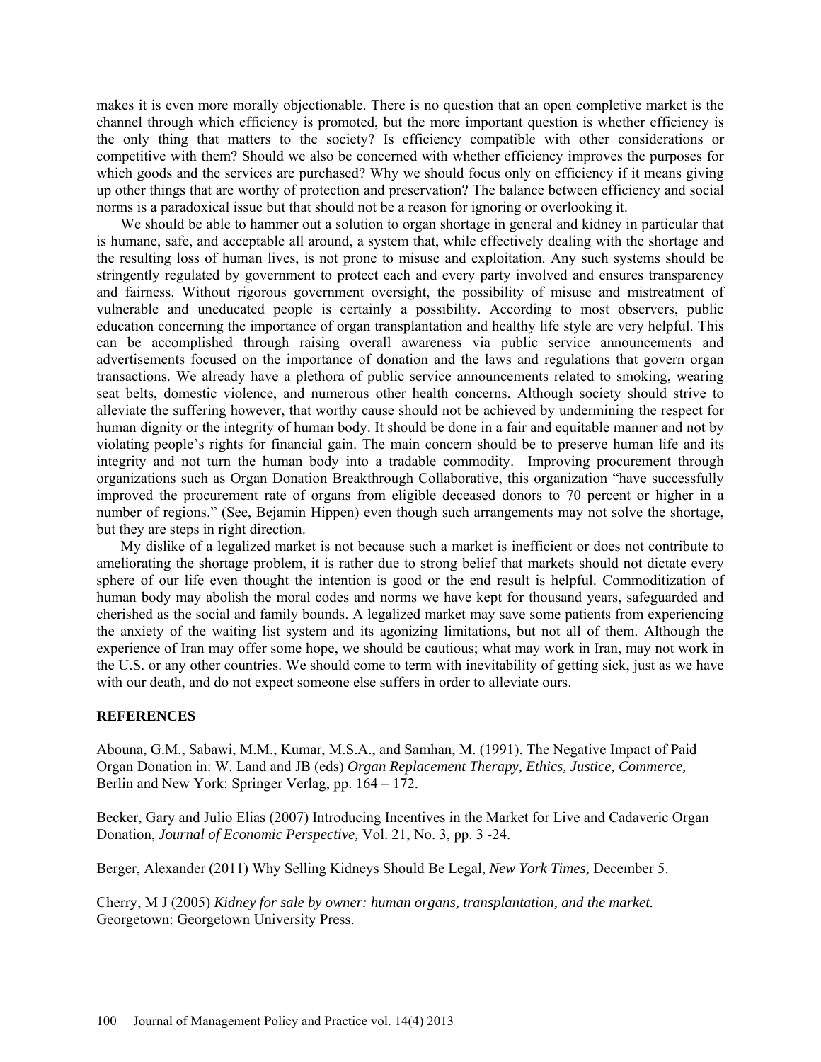makes it is even more morally objectionable. There is no question that an open completive market is the channel through which efficiency is promoted, but the more important question is whether efficiency is the only thing that matters to the society? Is efficiency compatible with other considerations or competitive with them? Should we also be concerned with whether efficiency improves the purposes for which goods and the services are purchased? Why we should focus only on efficiency if it means giving up other things that are worthy of protection and preservation? The balance between efficiency and social norms is a paradoxical issue but that should not be a reason for ignoring or overlooking it.

We should be able to hammer out a solution to organ shortage in general and kidney in particular that is humane, safe, and acceptable all around, a system that, while effectively dealing with the shortage and the resulting loss of human lives, is not prone to misuse and exploitation. Any such systems should be stringently regulated by government to protect each and every party involved and ensures transparency and fairness. Without rigorous government oversight, the possibility of misuse and mistreatment of vulnerable and uneducated people is certainly a possibility. According to most observers, public education concerning the importance of organ transplantation and healthy life style are very helpful. This can be accomplished through raising overall awareness via public service announcements and advertisements focused on the importance of donation and the laws and regulations that govern organ transactions. We already have a plethora of public service announcements related to smoking, wearing seat belts, domestic violence, and numerous other health concerns. Although society should strive to alleviate the suffering however, that worthy cause should not be achieved by undermining the respect for human dignity or the integrity of human body. It should be done in a fair and equitable manner and not by violating people's rights for financial gain. The main concern should be to preserve human life and its integrity and not turn the human body into a tradable commodity. Improving procurement through organizations such as Organ Donation Breakthrough Collaborative, this organization "have successfully improved the procurement rate of organs from eligible deceased donors to 70 percent or higher in a number of regions." (See, Bejamin Hippen) even though such arrangements may not solve the shortage, but they are steps in right direction.

My dislike of a legalized market is not because such a market is inefficient or does not contribute to ameliorating the shortage problem, it is rather due to strong belief that markets should not dictate every sphere of our life even thought the intention is good or the end result is helpful. Commoditization of human body may abolish the moral codes and norms we have kept for thousand years, safeguarded and cherished as the social and family bounds. A legalized market may save some patients from experiencing the anxiety of the waiting list system and its agonizing limitations, but not all of them. Although the experience of Iran may offer some hope, we should be cautious; what may work in Iran, may not work in the U.S. or any other countries. We should come to term with inevitability of getting sick, just as we have with our death, and do not expect someone else suffers in order to alleviate ours.

## REFERENCES

Abouna, G.M., Sabawi, M.M., Kumar, M.S.A., and Samhan, M. (1991). The Negative Impact of Paid Organ Donation in: W. Land and JB (eds) *Organ Replacement Therapy, Ethics, Justice, Commerce,* Berlin and New York: Springer Verlag, pp. 164 – 172.

Becker, Gary and Julio Elias (2007) Introducing Incentives in the Market for Live and Cadaveric Organ Donation, *Journal of Economic Perspective,* Vol. 21, No. 3, pp. 3 -24.

Berger, Alexander (2011) Why Selling Kidneys Should Be Legal, *New York Times,* December 5.

Cherry, M J (2005) *Kidney for sale by owner: human organs, transplantation, and the market.* Georgetown: Georgetown University Press.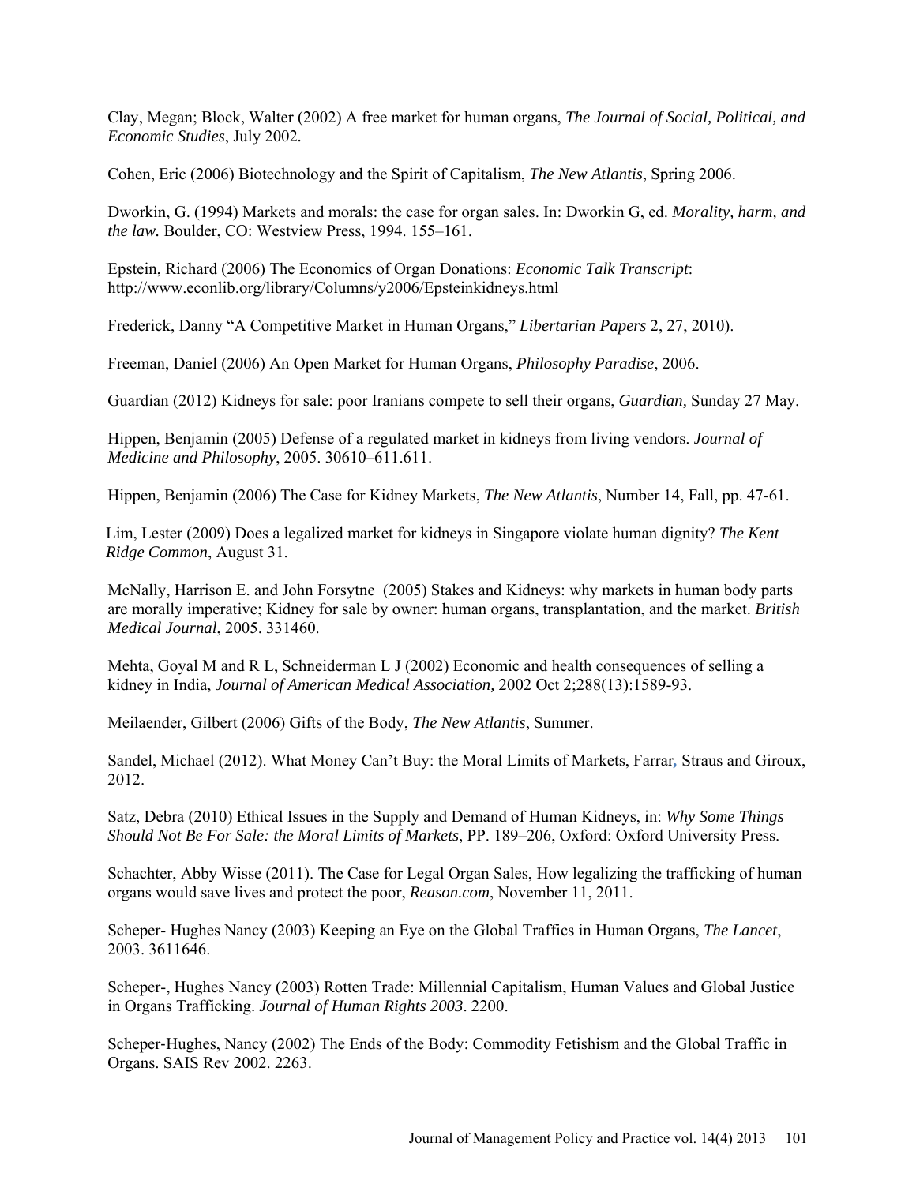Clay, Megan; Block, Walter (2002) A free market for human organs, *The Journal of Social, Political, and Economic Studies*, July 2002*.*

Cohen, Eric (2006) Biotechnology and the Spirit of Capitalism, *The New Atlantis*, Spring 2006.

Dworkin, G. (1994) Markets and morals: the case for organ sales. In: Dworkin G, ed. *Morality, harm, and the law.* Boulder, CO: Westview Press, 1994. 155–161.

Epstein, Richard (2006) The Economics of Organ Donations: *Economic Talk Transcript*: http://www.econlib.org/library/Columns/y2006/Epsteinkidneys.html

Frederick, Danny "A Competitive Market in Human Organs," *Libertarian Papers* 2, 27, 2010).

Freeman, Daniel (2006) An Open Market for Human Organs, *Philosophy Paradise*, 2006.

Guardian (2012) Kidneys for sale: poor Iranians compete to sell their organs, *Guardian,* Sunday 27 May.

Hippen, Benjamin (2005) Defense of a regulated market in kidneys from living vendors. *Journal of Medicine and Philosophy*, 2005. 30610–611.611.

Hippen, Benjamin (2006) The Case for Kidney Markets, *The New Atlantis*, Number 14, Fall, pp. 47-61.

Lim, Lester (2009) Does a legalized market for kidneys in Singapore violate human dignity? *The Kent Ridge Common*, August 31.

McNally, Harrison E. and John Forsytne (2005) Stakes and Kidneys: why markets in human body parts are morally imperative; Kidney for sale by owner: human organs, transplantation, and the market. *British Medical Journal*, 2005. 331460.

Mehta, Goyal M and R L, Schneiderman L J (2002) Economic and health consequences of selling a kidney in India, *Journal of American Medical Association,* 2002 Oct 2;288(13):1589-93.

Meilaender, Gilbert (2006) Gifts of the Body, *The New Atlantis*, Summer.

Sandel, Michael (2012). What Money Can't Buy: the Moral Limits of Markets, Farrar, Straus and Giroux, 2012.

Satz, Debra (2010) Ethical Issues in the Supply and Demand of Human Kidneys, in: *Why Some Things Should Not Be For Sale: the Moral Limits of Markets*, PP. 189–206, Oxford: Oxford University Press.

Schachter, Abby Wisse (2011). The Case for Legal Organ Sales, How legalizing the trafficking of human organs would save lives and protect the poor, *Reason.com*, November 11, 2011.

Scheper- Hughes Nancy (2003) Keeping an Eye on the Global Traffics in Human Organs, *The Lancet*, 2003. 3611646.

Scheper-, Hughes Nancy (2003) Rotten Trade: Millennial Capitalism, Human Values and Global Justice in Organs Trafficking. *Journal of Human Rights 2003*. 2200.

Scheper-Hughes, Nancy (2002) The Ends of the Body: Commodity Fetishism and the Global Traffic in Organs. SAIS Rev 2002. 2263.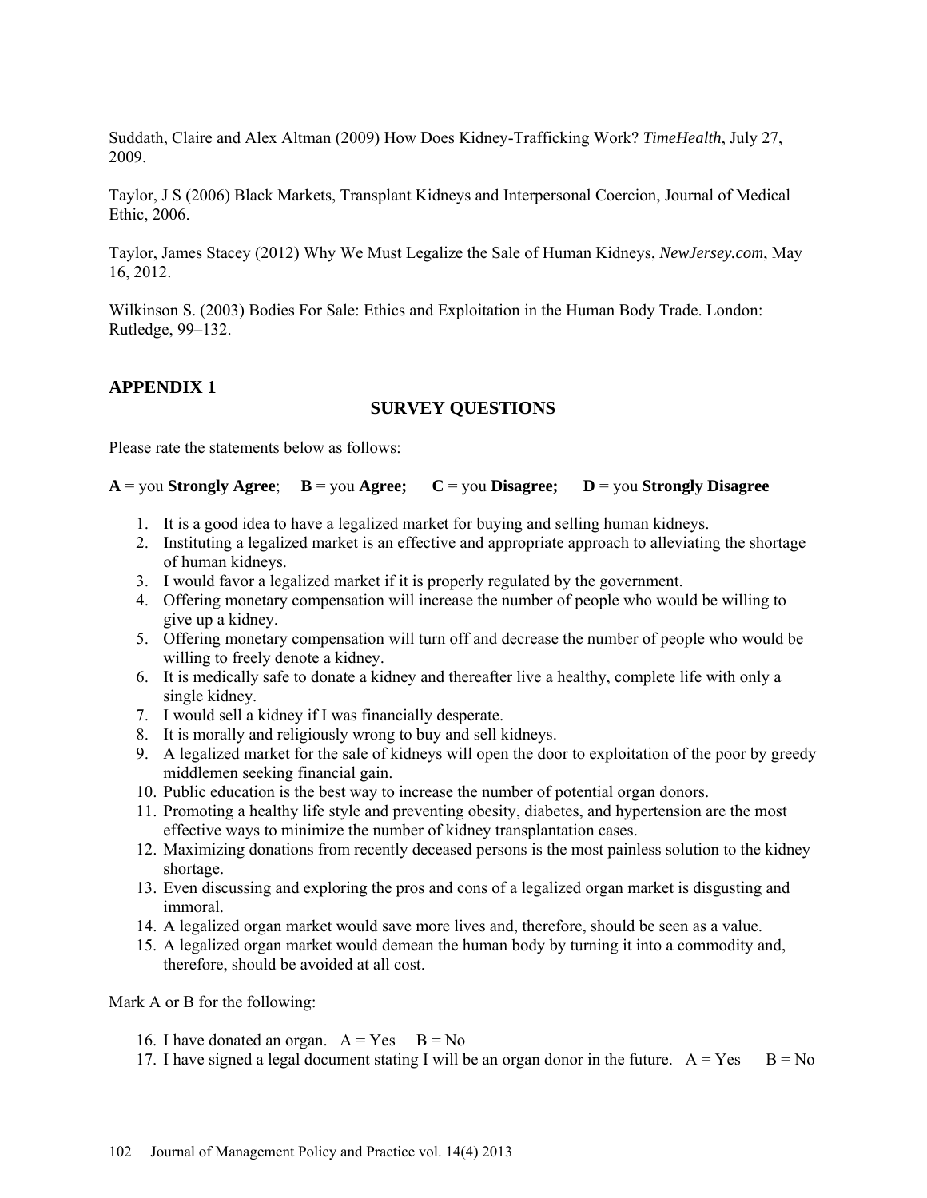Suddath, Claire and Alex Altman (2009) How Does Kidney-Trafficking Work? *TimeHealth*, July 27, 2009.

Taylor, J S (2006) Black Markets, Transplant Kidneys and Interpersonal Coercion, Journal of Medical Ethic, 2006.

Taylor, James Stacey (2012) Why We Must Legalize the Sale of Human Kidneys, *NewJersey.com*, May 16, 2012.

Wilkinson S. (2003) Bodies For Sale: Ethics and Exploitation in the Human Body Trade. London: Rutledge, 99–132.

## APPENDIX 1

### SURVEY QUESTIONS

Please rate the statements below as follows:

**A** = you **Strongly Agree**; **B** = you **Agree;** **C** = you **Disagree;** **D** = you **Strongly Disagree**

1. It is a good idea to have a legalized market for buying and selling human kidneys.
2. Instituting a legalized market is an effective and appropriate approach to alleviating the shortage of human kidneys.
3. I would favor a legalized market if it is properly regulated by the government.
4. Offering monetary compensation will increase the number of people who would be willing to give up a kidney.
5. Offering monetary compensation will turn off and decrease the number of people who would be willing to freely denote a kidney.
6. It is medically safe to donate a kidney and thereafter live a healthy, complete life with only a single kidney.
7. I would sell a kidney if I was financially desperate.
8. It is morally and religiously wrong to buy and sell kidneys.
9. A legalized market for the sale of kidneys will open the door to exploitation of the poor by greedy middlemen seeking financial gain.
10. Public education is the best way to increase the number of potential organ donors.
11. Promoting a healthy life style and preventing obesity, diabetes, and hypertension are the most effective ways to minimize the number of kidney transplantation cases.
12. Maximizing donations from recently deceased persons is the most painless solution to the kidney shortage.
13. Even discussing and exploring the pros and cons of a legalized organ market is disgusting and immoral.
14. A legalized organ market would save more lives and, therefore, should be seen as a value.
15. A legalized organ market would demean the human body by turning it into a commodity and, therefore, should be avoided at all cost.

Mark A or B for the following:

16. I have donated an organ. A = Yes B = No
17. I have signed a legal document stating I will be an organ donor in the future. A = Yes B = No